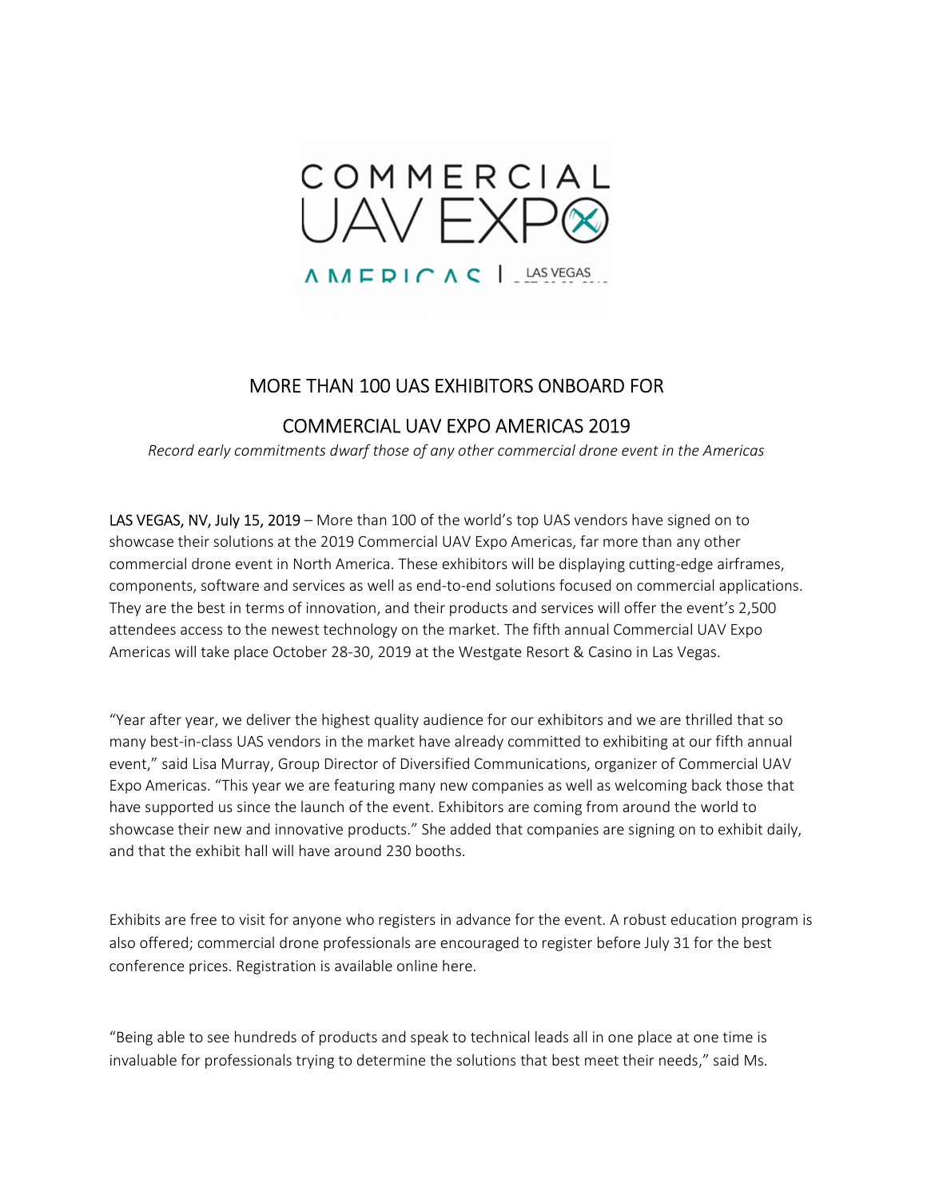# MORE THAN 100 UAS EXHIBITORS ONBOARD FOR COMMERCIAL UAV EXPO AMERICAS 2019

*Record early commitments dwarf those of any other commercial drone event in the Americas*

LAS VEGAS, NV, July 15, 2019 – More than 100 of the world's top UAS vendors have signed on to showcase their solutions at the 2019 Commercial UAV Expo Americas, far more than any other commercial drone event in North America. These exhibitors will be displaying cutting-edge airframes, components, software and services as well as end-to-end solutions focused on commercial applications. They are the best in terms of innovation, and their products and services will offer the event's 2,500 attendees access to the newest technology on the market. The fifth annual Commercial UAV Expo Americas will take place October 28-30, 2019 at the Westgate Resort & Casino in Las Vegas.

"Year after year, we deliver the highest quality audience for our exhibitors and we are thrilled that so many best-in-class UAS vendors in the market have already committed to exhibiting at our fifth annual event," said Lisa Murray, Group Director of Diversified Communications, organizer of Commercial UAV Expo Americas. "This year we are featuring many new companies as well as welcoming back those that have supported us since the launch of the event. Exhibitors are coming from around the world to showcase their new and innovative products." She added that companies are signing on to exhibit daily, and that the exhibit hall will have around 230 booths.

Exhibits are free to visit for anyone who registers in advance for the event. A robust education program is also offered; commercial drone professionals are encouraged to register before July 31 for the best conference prices. Registration is available online here.

"Being able to see hundreds of products and speak to technical leads all in one place at one time is invaluable for professionals trying to determine the solutions that best meet their needs," said Ms.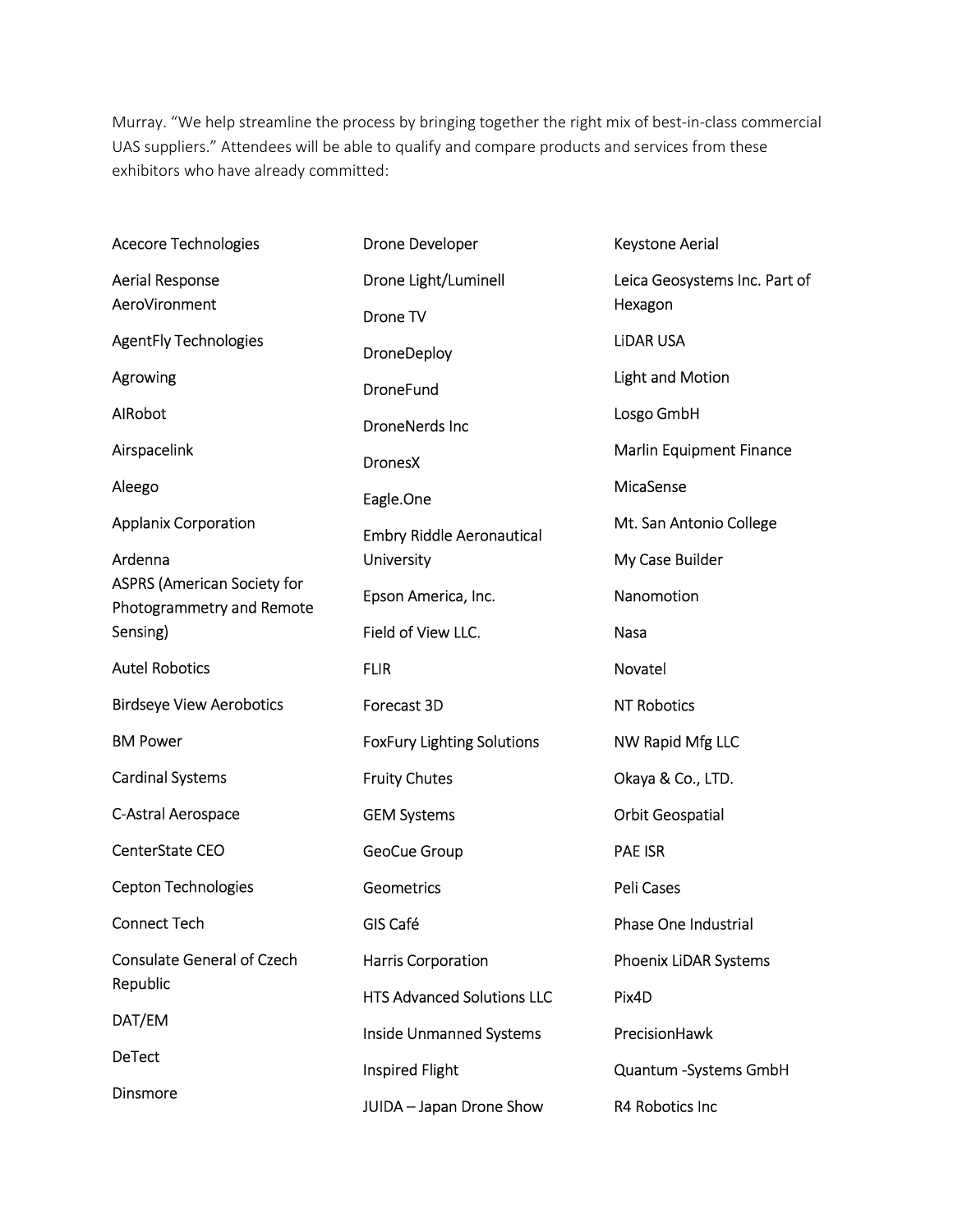Murray. "We help streamline the process by bringing together the right mix of best-in-class commercial UAS suppliers." Attendees will be able to qualify and compare products and services from these exhibitors who have already committed:

- Acecore Technologies
- Aerial Response
- AeroVironment
- AgentFly Technologies
- Agrowing
- AIRobot
- Airspacelink
- Aleego
- Applanix Corporation
- Ardenna
- ASPRS (American Society for Photogrammetry and Remote Sensing)
- Autel Robotics
- Birdseye View Aerobotics
- BM Power
- Cardinal Systems
- C-Astral Aerospace
- CenterState CEO
- Cepton Technologies
- Connect Tech
- Consulate General of Czech Republic
- DAT/EM
- DeTect
- Dinsmore
- Drone Developer
- Drone Light/Luminell
- Drone TV
- DroneDeploy
- DroneFund
- DroneNerds Inc
- DronesX
- Eagle.One
- Embry Riddle Aeronautical University
- Epson America, Inc.
- Field of View LLC.
- FLIR
- Forecast 3D
- FoxFury Lighting Solutions
- Fruity Chutes
- GEM Systems
- GeoCue Group
- Geometrics
- GIS Café
- Harris Corporation
- HTS Advanced Solutions LLC
- Inside Unmanned Systems
- Inspired Flight
- JUIDA – Japan Drone Show
- Keystone Aerial
- Leica Geosystems Inc. Part of Hexagon
- LiDAR USA
- Light and Motion
- Losgo GmbH
- Marlin Equipment Finance
- MicaSense
- Mt. San Antonio College
- My Case Builder
- Nanomotion
- Nasa
- Novatel
- NT Robotics
- NW Rapid Mfg LLC
- Okaya & Co., LTD.
- Orbit Geospatial
- PAE ISR
- Peli Cases
- Phase One Industrial
- Phoenix LiDAR Systems
- Pix4D
- PrecisionHawk
- Quantum -Systems GmbH
- R4 Robotics Inc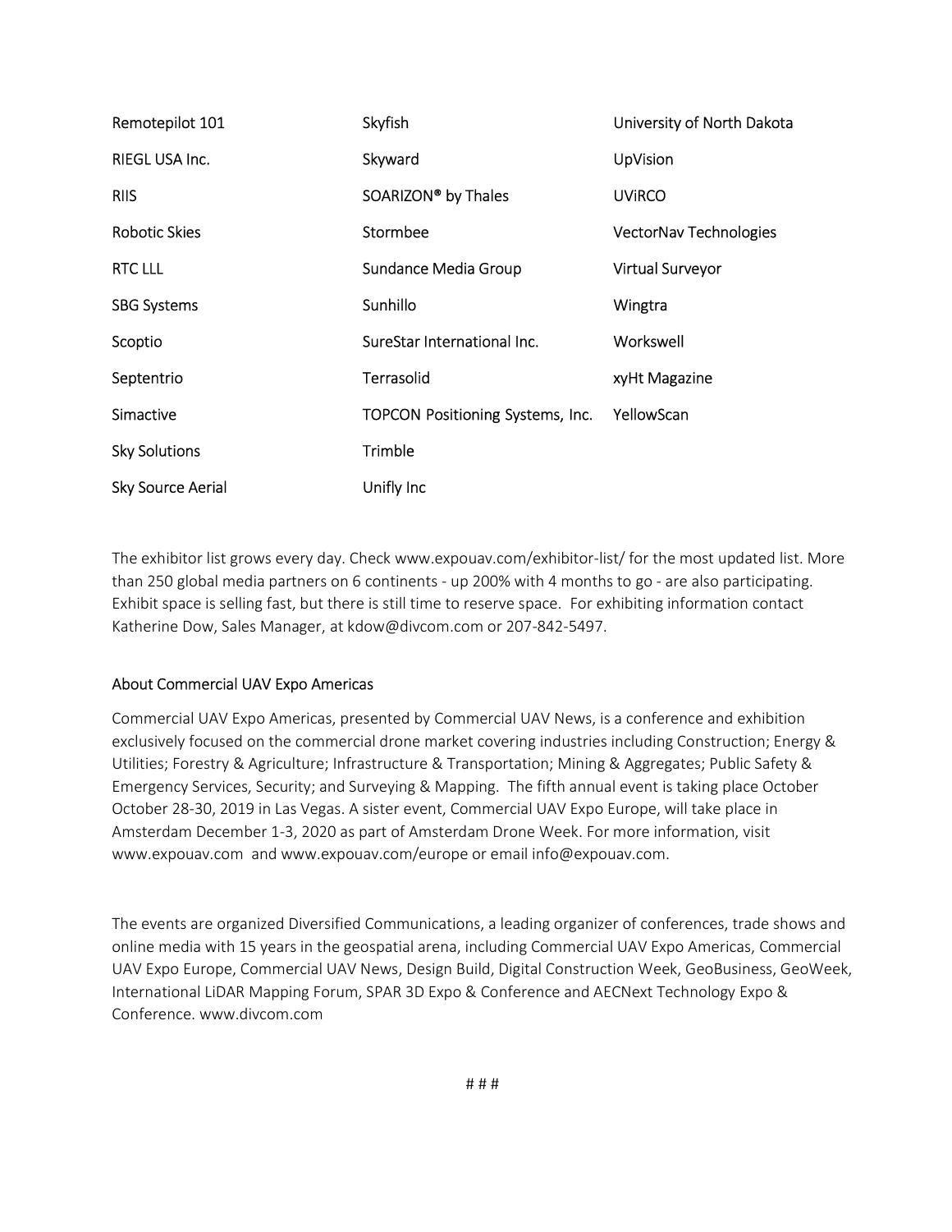| | | |
|---|---|---|
| Remotepilot 101 | Skyfish | University of North Dakota |
| RIEGL USA Inc. | Skyward | UpVision |
| RIIS | SOARIZON® by Thales | UViRCO |
| Robotic Skies | Stormbee | VectorNav Technologies |
| RTC LLL | Sundance Media Group | Virtual Surveyor |
| SBG Systems | Sunhillo | Wingtra |
| Scoptio | SureStar International Inc. | Workswell |
| Septentrio | Terrasolid | xyHt Magazine |
| Simactive | TOPCON Positioning Systems, Inc. | YellowScan |
| Sky Solutions | Trimble | |
| Sky Source Aerial | Unifly Inc | |

The exhibitor list grows every day. Check www.expouav.com/exhibitor-list/ for the most updated list. More than 250 global media partners on 6 continents - up 200% with 4 months to go - are also participating. Exhibit space is selling fast, but there is still time to reserve space. For exhibiting information contact Katherine Dow, Sales Manager, at kdow@divcom.com or 207-842-5497.

## About Commercial UAV Expo Americas

Commercial UAV Expo Americas, presented by Commercial UAV News, is a conference and exhibition exclusively focused on the commercial drone market covering industries including Construction; Energy & Utilities; Forestry & Agriculture; Infrastructure & Transportation; Mining & Aggregates; Public Safety & Emergency Services, Security; and Surveying & Mapping. The fifth annual event is taking place October October 28-30, 2019 in Las Vegas. A sister event, Commercial UAV Expo Europe, will take place in Amsterdam December 1-3, 2020 as part of Amsterdam Drone Week. For more information, visit www.expouav.com and www.expouav.com/europe or email info@expouav.com.

The events are organized Diversified Communications, a leading organizer of conferences, trade shows and online media with 15 years in the geospatial arena, including Commercial UAV Expo Americas, Commercial UAV Expo Europe, Commercial UAV News, Design Build, Digital Construction Week, GeoBusiness, GeoWeek, International LiDAR Mapping Forum, SPAR 3D Expo & Conference and AECNext Technology Expo & Conference. www.divcom.com

# # #